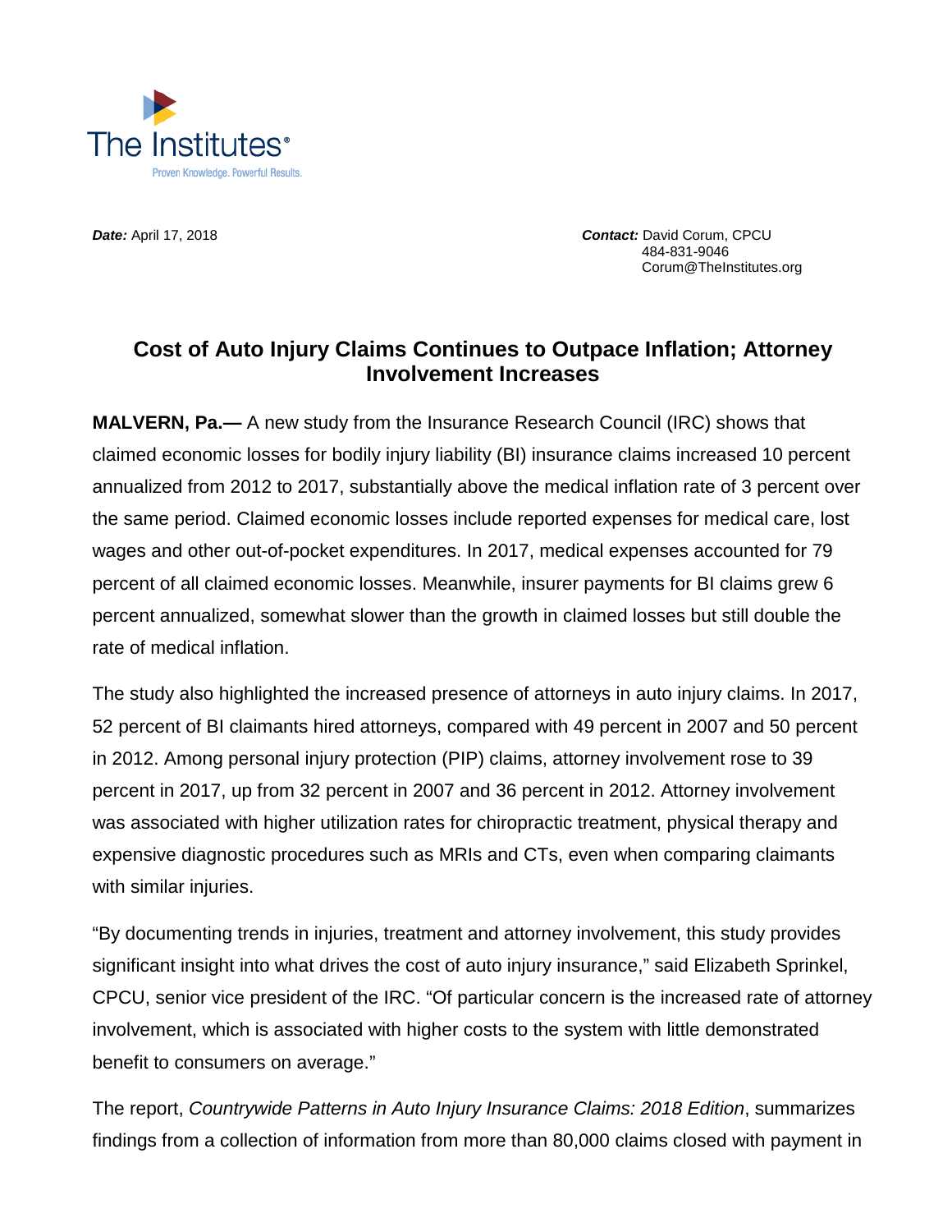The Institutes®

Proven Knowledge. Powerful Results.

***Date:*** April 17, 2018

***Contact:*** David Corum, CPCU
484-831-9046
Corum@TheInstitutes.org

# Cost of Auto Injury Claims Continues to Outpace Inflation; Attorney Involvement Increases

**MALVERN, Pa.—** A new study from the Insurance Research Council (IRC) shows that claimed economic losses for bodily injury liability (BI) insurance claims increased 10 percent annualized from 2012 to 2017, substantially above the medical inflation rate of 3 percent over the same period. Claimed economic losses include reported expenses for medical care, lost wages and other out-of-pocket expenditures. In 2017, medical expenses accounted for 79 percent of all claimed economic losses. Meanwhile, insurer payments for BI claims grew 6 percent annualized, somewhat slower than the growth in claimed losses but still double the rate of medical inflation.

The study also highlighted the increased presence of attorneys in auto injury claims. In 2017, 52 percent of BI claimants hired attorneys, compared with 49 percent in 2007 and 50 percent in 2012. Among personal injury protection (PIP) claims, attorney involvement rose to 39 percent in 2017, up from 32 percent in 2007 and 36 percent in 2012. Attorney involvement was associated with higher utilization rates for chiropractic treatment, physical therapy and expensive diagnostic procedures such as MRIs and CTs, even when comparing claimants with similar injuries.

"By documenting trends in injuries, treatment and attorney involvement, this study provides significant insight into what drives the cost of auto injury insurance," said Elizabeth Sprinkel, CPCU, senior vice president of the IRC. "Of particular concern is the increased rate of attorney involvement, which is associated with higher costs to the system with little demonstrated benefit to consumers on average."

The report, *Countrywide Patterns in Auto Injury Insurance Claims: 2018 Edition*, summarizes findings from a collection of information from more than 80,000 claims closed with payment in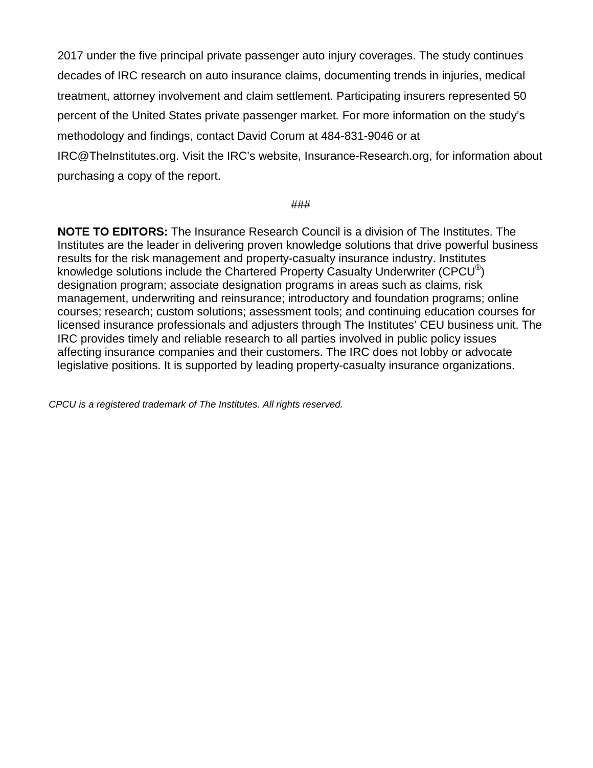2017 under the five principal private passenger auto injury coverages. The study continues decades of IRC research on auto insurance claims, documenting trends in injuries, medical treatment, attorney involvement and claim settlement. Participating insurers represented 50 percent of the United States private passenger market. For more information on the study's methodology and findings, contact David Corum at 484-831-9046 or at IRC@TheInstitutes.org. Visit the IRC's website, Insurance-Research.org, for information about purchasing a copy of the report.

###

**NOTE TO EDITORS:** The Insurance Research Council is a division of The Institutes. The Institutes are the leader in delivering proven knowledge solutions that drive powerful business results for the risk management and property-casualty insurance industry. Institutes knowledge solutions include the Chartered Property Casualty Underwriter (CPCU®) designation program; associate designation programs in areas such as claims, risk management, underwriting and reinsurance; introductory and foundation programs; online courses; research; custom solutions; assessment tools; and continuing education courses for licensed insurance professionals and adjusters through The Institutes' CEU business unit. The IRC provides timely and reliable research to all parties involved in public policy issues affecting insurance companies and their customers. The IRC does not lobby or advocate legislative positions. It is supported by leading property-casualty insurance organizations.

*CPCU is a registered trademark of The Institutes. All rights reserved.*